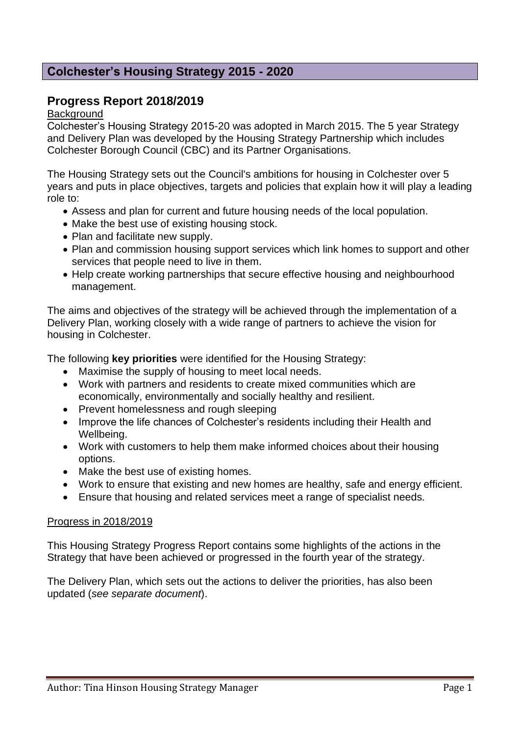# Colchester's Housing Strategy 2015 - 2020

## Progress Report 2018/2019

Background

Colchester's Housing Strategy 2015-20 was adopted in March 2015. The 5 year Strategy and Delivery Plan was developed by the Housing Strategy Partnership which includes Colchester Borough Council (CBC) and its Partner Organisations.

The Housing Strategy sets out the Council's ambitions for housing in Colchester over 5 years and puts in place objectives, targets and policies that explain how it will play a leading role to:

- Assess and plan for current and future housing needs of the local population.
- Make the best use of existing housing stock.
- Plan and facilitate new supply.
- Plan and commission housing support services which link homes to support and other services that people need to live in them.
- Help create working partnerships that secure effective housing and neighbourhood management.

The aims and objectives of the strategy will be achieved through the implementation of a Delivery Plan, working closely with a wide range of partners to achieve the vision for housing in Colchester.

The following **key priorities** were identified for the Housing Strategy:

- Maximise the supply of housing to meet local needs.
- Work with partners and residents to create mixed communities which are economically, environmentally and socially healthy and resilient.
- Prevent homelessness and rough sleeping
- Improve the life chances of Colchester's residents including their Health and Wellbeing.
- Work with customers to help them make informed choices about their housing options.
- Make the best use of existing homes.
- Work to ensure that existing and new homes are healthy, safe and energy efficient.
- Ensure that housing and related services meet a range of specialist needs.

Progress in 2018/2019

This Housing Strategy Progress Report contains some highlights of the actions in the Strategy that have been achieved or progressed in the fourth year of the strategy.

The Delivery Plan, which sets out the actions to deliver the priorities, has also been updated (*see separate document*).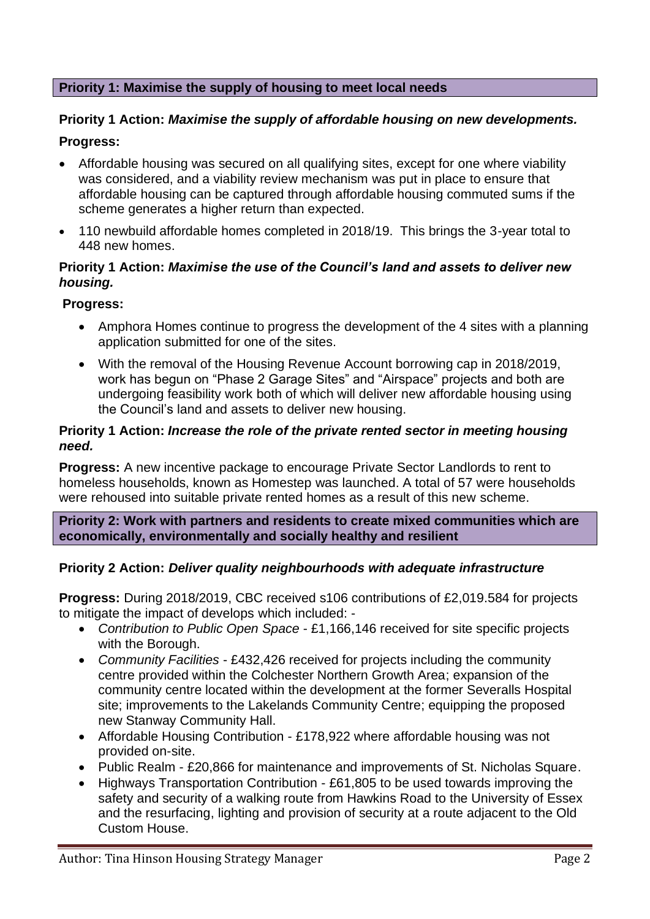**Priority 1: Maximise the supply of housing to meet local needs**

**Priority 1 Action:** ***Maximise the supply of affordable housing on new developments.***

**Progress:**

- Affordable housing was secured on all qualifying sites, except for one where viability was considered, and a viability review mechanism was put in place to ensure that affordable housing can be captured through affordable housing commuted sums if the scheme generates a higher return than expected.
- 110 newbuild affordable homes completed in 2018/19. This brings the 3-year total to 448 new homes.

**Priority 1 Action:** ***Maximise the use of the Council's land and assets to deliver new housing.***

**Progress:**

- Amphora Homes continue to progress the development of the 4 sites with a planning application submitted for one of the sites.
- With the removal of the Housing Revenue Account borrowing cap in 2018/2019, work has begun on "Phase 2 Garage Sites" and "Airspace" projects and both are undergoing feasibility work both of which will deliver new affordable housing using the Council's land and assets to deliver new housing.

**Priority 1 Action:** ***Increase the role of the private rented sector in meeting housing need.***

**Progress:** A new incentive package to encourage Private Sector Landlords to rent to homeless households, known as Homestep was launched. A total of 57 were households were rehoused into suitable private rented homes as a result of this new scheme.

**Priority 2: Work with partners and residents to create mixed communities which are economically, environmentally and socially healthy and resilient**

**Priority 2 Action:** ***Deliver quality neighbourhoods with adequate infrastructure***

**Progress:** During 2018/2019, CBC received s106 contributions of £2,019.584 for projects to mitigate the impact of develops which included: -

- *Contribution to Public Open Space* - £1,166,146 received for site specific projects with the Borough.
- *Community Facilities* - £432,426 received for projects including the community centre provided within the Colchester Northern Growth Area; expansion of the community centre located within the development at the former Severalls Hospital site; improvements to the Lakelands Community Centre; equipping the proposed new Stanway Community Hall.
- Affordable Housing Contribution - £178,922 where affordable housing was not provided on-site.
- Public Realm - £20,866 for maintenance and improvements of St. Nicholas Square.
- Highways Transportation Contribution - £61,805 to be used towards improving the safety and security of a walking route from Hawkins Road to the University of Essex and the resurfacing, lighting and provision of security at a route adjacent to the Old Custom House.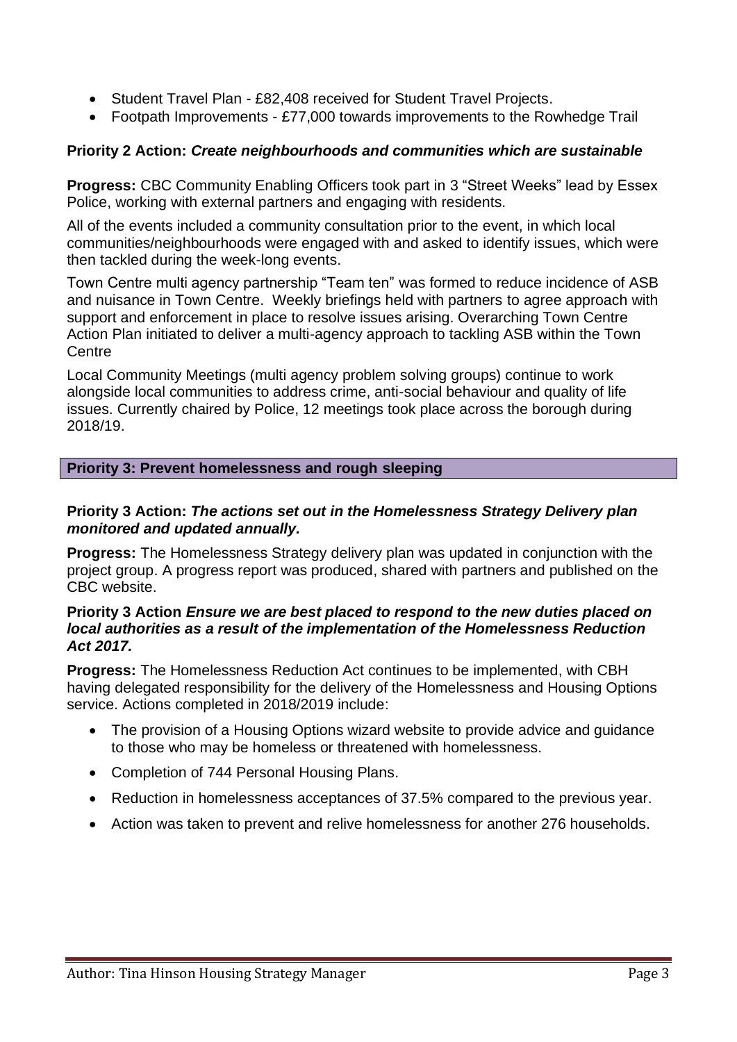- Student Travel Plan - £82,408 received for Student Travel Projects.
- Footpath Improvements - £77,000 towards improvements to the Rowhedge Trail

**Priority 2 Action:** ***Create neighbourhoods and communities which are sustainable***

**Progress:** CBC Community Enabling Officers took part in 3 "Street Weeks" lead by Essex Police, working with external partners and engaging with residents.

All of the events included a community consultation prior to the event, in which local communities/neighbourhoods were engaged with and asked to identify issues, which were then tackled during the week-long events.

Town Centre multi agency partnership "Team ten" was formed to reduce incidence of ASB and nuisance in Town Centre. Weekly briefings held with partners to agree approach with support and enforcement in place to resolve issues arising. Overarching Town Centre Action Plan initiated to deliver a multi-agency approach to tackling ASB within the Town Centre

Local Community Meetings (multi agency problem solving groups) continue to work alongside local communities to address crime, anti-social behaviour and quality of life issues. Currently chaired by Police, 12 meetings took place across the borough during 2018/19.

## Priority 3: Prevent homelessness and rough sleeping

**Priority 3 Action:** ***The actions set out in the Homelessness Strategy Delivery plan monitored and updated annually.***

**Progress:** The Homelessness Strategy delivery plan was updated in conjunction with the project group. A progress report was produced, shared with partners and published on the CBC website.

**Priority 3 Action** ***Ensure we are best placed to respond to the new duties placed on local authorities as a result of the implementation of the Homelessness Reduction Act 2017.***

**Progress:** The Homelessness Reduction Act continues to be implemented, with CBH having delegated responsibility for the delivery of the Homelessness and Housing Options service. Actions completed in 2018/2019 include:

- The provision of a Housing Options wizard website to provide advice and guidance to those who may be homeless or threatened with homelessness.
- Completion of 744 Personal Housing Plans.
- Reduction in homelessness acceptances of 37.5% compared to the previous year.
- Action was taken to prevent and relive homelessness for another 276 households.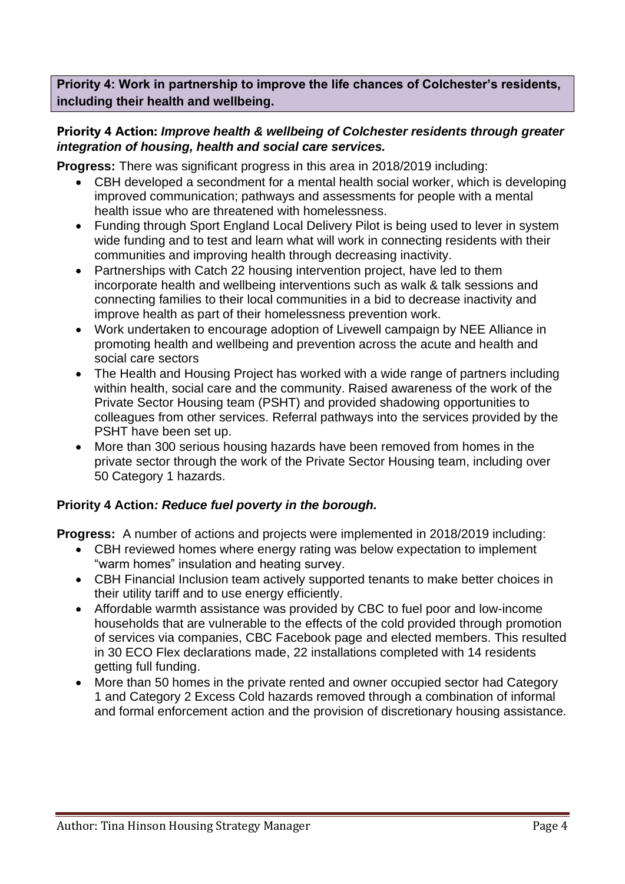**Priority 4: Work in partnership to improve the life chances of Colchester's residents, including their health and wellbeing.**

**Priority 4 Action:** ***Improve health & wellbeing of Colchester residents through greater integration of housing, health and social care services.***

**Progress:** There was significant progress in this area in 2018/2019 including:

- CBH developed a secondment for a mental health social worker, which is developing improved communication; pathways and assessments for people with a mental health issue who are threatened with homelessness.
- Funding through Sport England Local Delivery Pilot is being used to lever in system wide funding and to test and learn what will work in connecting residents with their communities and improving health through decreasing inactivity.
- Partnerships with Catch 22 housing intervention project, have led to them incorporate health and wellbeing interventions such as walk & talk sessions and connecting families to their local communities in a bid to decrease inactivity and improve health as part of their homelessness prevention work.
- Work undertaken to encourage adoption of Livewell campaign by NEE Alliance in promoting health and wellbeing and prevention across the acute and health and social care sectors
- The Health and Housing Project has worked with a wide range of partners including within health, social care and the community. Raised awareness of the work of the Private Sector Housing team (PSHT) and provided shadowing opportunities to colleagues from other services. Referral pathways into the services provided by the PSHT have been set up.
- More than 300 serious housing hazards have been removed from homes in the private sector through the work of the Private Sector Housing team, including over 50 Category 1 hazards.

**Priority 4 Action*****: Reduce fuel poverty in the borough.***

**Progress:** A number of actions and projects were implemented in 2018/2019 including:

- CBH reviewed homes where energy rating was below expectation to implement "warm homes" insulation and heating survey.
- CBH Financial Inclusion team actively supported tenants to make better choices in their utility tariff and to use energy efficiently.
- Affordable warmth assistance was provided by CBC to fuel poor and low-income households that are vulnerable to the effects of the cold provided through promotion of services via companies, CBC Facebook page and elected members. This resulted in 30 ECO Flex declarations made, 22 installations completed with 14 residents getting full funding.
- More than 50 homes in the private rented and owner occupied sector had Category 1 and Category 2 Excess Cold hazards removed through a combination of informal and formal enforcement action and the provision of discretionary housing assistance.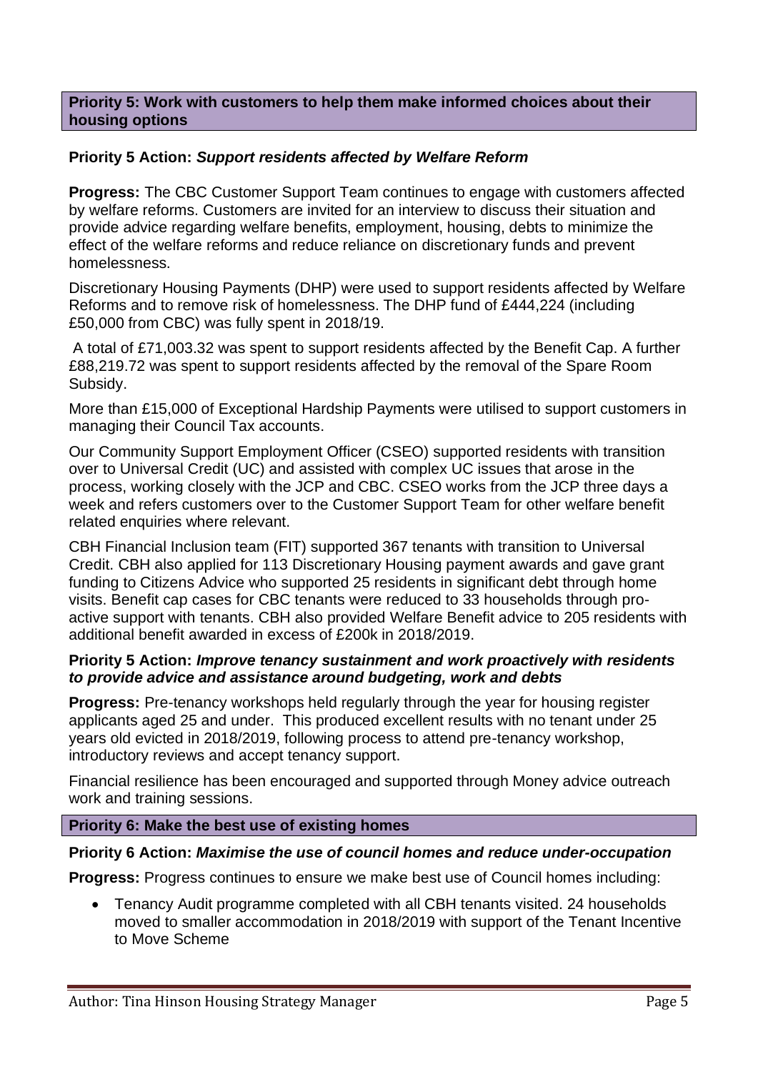**Priority 5: Work with customers to help them make informed choices about their housing options**

**Priority 5 Action:** ***Support residents affected by Welfare Reform***

**Progress:** The CBC Customer Support Team continues to engage with customers affected by welfare reforms. Customers are invited for an interview to discuss their situation and provide advice regarding welfare benefits, employment, housing, debts to minimize the effect of the welfare reforms and reduce reliance on discretionary funds and prevent homelessness.

Discretionary Housing Payments (DHP) were used to support residents affected by Welfare Reforms and to remove risk of homelessness. The DHP fund of £444,224 (including £50,000 from CBC) was fully spent in 2018/19.

A total of £71,003.32 was spent to support residents affected by the Benefit Cap. A further £88,219.72 was spent to support residents affected by the removal of the Spare Room Subsidy.

More than £15,000 of Exceptional Hardship Payments were utilised to support customers in managing their Council Tax accounts.

Our Community Support Employment Officer (CSEO) supported residents with transition over to Universal Credit (UC) and assisted with complex UC issues that arose in the process, working closely with the JCP and CBC. CSEO works from the JCP three days a week and refers customers over to the Customer Support Team for other welfare benefit related enquiries where relevant.

CBH Financial Inclusion team (FIT) supported 367 tenants with transition to Universal Credit. CBH also applied for 113 Discretionary Housing payment awards and gave grant funding to Citizens Advice who supported 25 residents in significant debt through home visits. Benefit cap cases for CBC tenants were reduced to 33 households through pro-active support with tenants. CBH also provided Welfare Benefit advice to 205 residents with additional benefit awarded in excess of £200k in 2018/2019.

**Priority 5 Action:** ***Improve tenancy sustainment and work proactively with residents to provide advice and assistance around budgeting, work and debts***

**Progress:** Pre-tenancy workshops held regularly through the year for housing register applicants aged 25 and under. This produced excellent results with no tenant under 25 years old evicted in 2018/2019, following process to attend pre-tenancy workshop, introductory reviews and accept tenancy support.

Financial resilience has been encouraged and supported through Money advice outreach work and training sessions.

**Priority 6: Make the best use of existing homes**

**Priority 6 Action:** ***Maximise the use of council homes and reduce under-occupation***

**Progress:** Progress continues to ensure we make best use of Council homes including:

- Tenancy Audit programme completed with all CBH tenants visited. 24 households moved to smaller accommodation in 2018/2019 with support of the Tenant Incentive to Move Scheme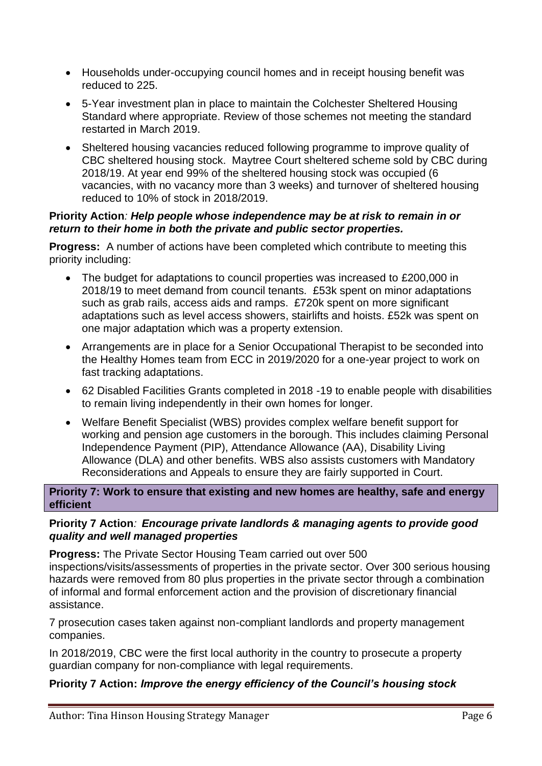- Households under-occupying council homes and in receipt housing benefit was reduced to 225.
- 5-Year investment plan in place to maintain the Colchester Sheltered Housing Standard where appropriate. Review of those schemes not meeting the standard restarted in March 2019.
- Sheltered housing vacancies reduced following programme to improve quality of CBC sheltered housing stock. Maytree Court sheltered scheme sold by CBC during 2018/19. At year end 99% of the sheltered housing stock was occupied (6 vacancies, with no vacancy more than 3 weeks) and turnover of sheltered housing reduced to 10% of stock in 2018/2019.

**Priority Action***: Help people whose independence may be at risk to remain in or return to their home in both the private and public sector properties.*

**Progress:** A number of actions have been completed which contribute to meeting this priority including:

- The budget for adaptations to council properties was increased to £200,000 in 2018/19 to meet demand from council tenants. £53k spent on minor adaptations such as grab rails, access aids and ramps. £720k spent on more significant adaptations such as level access showers, stairlifts and hoists. £52k was spent on one major adaptation which was a property extension.
- Arrangements are in place for a Senior Occupational Therapist to be seconded into the Healthy Homes team from ECC in 2019/2020 for a one-year project to work on fast tracking adaptations.
- 62 Disabled Facilities Grants completed in 2018 -19 to enable people with disabilities to remain living independently in their own homes for longer.
- Welfare Benefit Specialist (WBS) provides complex welfare benefit support for working and pension age customers in the borough. This includes claiming Personal Independence Payment (PIP), Attendance Allowance (AA), Disability Living Allowance (DLA) and other benefits. WBS also assists customers with Mandatory Reconsiderations and Appeals to ensure they are fairly supported in Court.

## Priority 7: Work to ensure that existing and new homes are healthy, safe and energy efficient

**Priority 7 Action***: Encourage private landlords & managing agents to provide good quality and well managed properties*

**Progress:** The Private Sector Housing Team carried out over 500 inspections/visits/assessments of properties in the private sector. Over 300 serious housing hazards were removed from 80 plus properties in the private sector through a combination of informal and formal enforcement action and the provision of discretionary financial assistance.

7 prosecution cases taken against non-compliant landlords and property management companies.

In 2018/2019, CBC were the first local authority in the country to prosecute a property guardian company for non-compliance with legal requirements.

**Priority 7 Action:** ***Improve the energy efficiency of the Council's housing stock***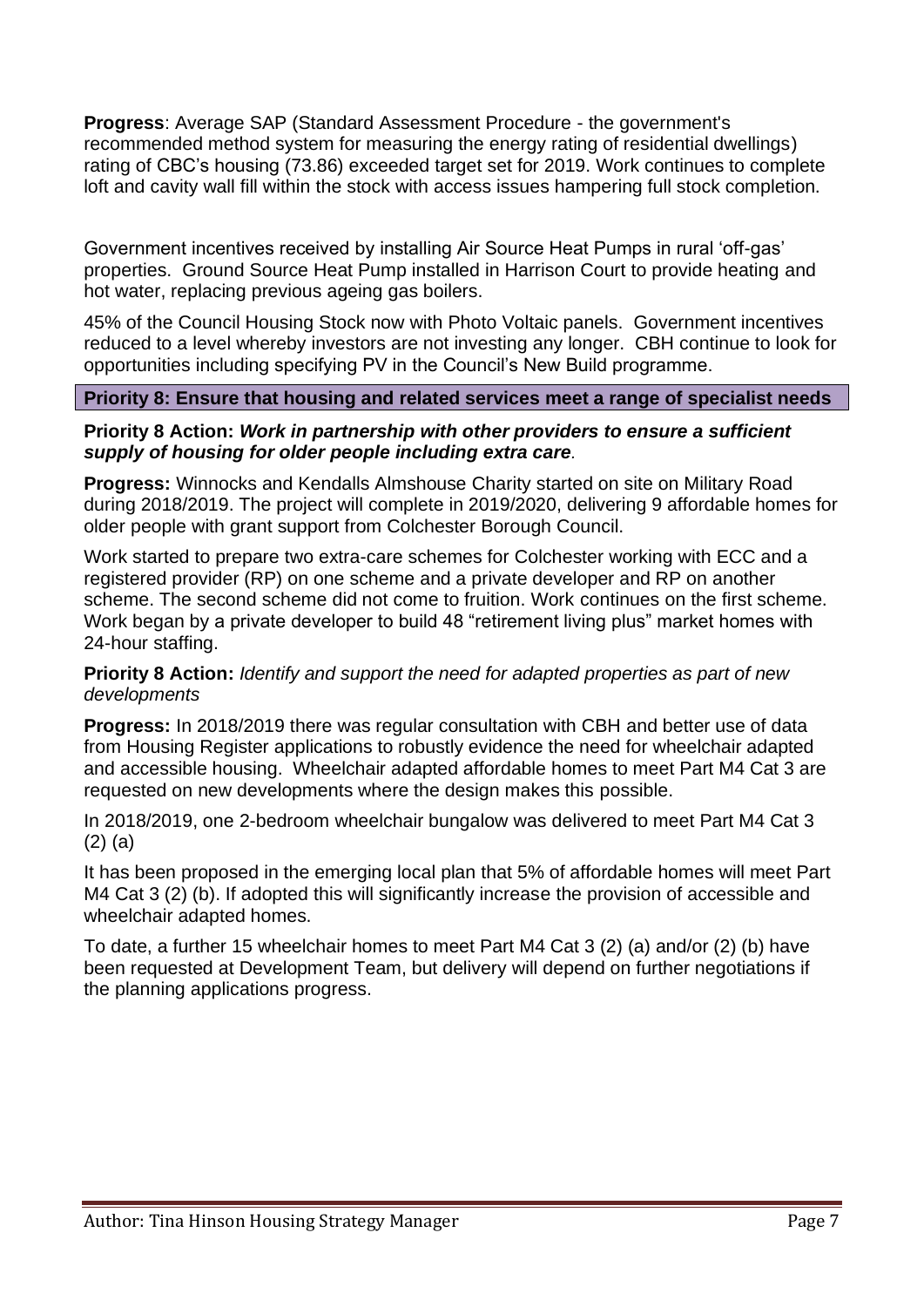**Progress**: Average SAP (Standard Assessment Procedure - the government's recommended method system for measuring the energy rating of residential dwellings) rating of CBC's housing (73.86) exceeded target set for 2019. Work continues to complete loft and cavity wall fill within the stock with access issues hampering full stock completion.

Government incentives received by installing Air Source Heat Pumps in rural 'off-gas' properties. Ground Source Heat Pump installed in Harrison Court to provide heating and hot water, replacing previous ageing gas boilers.

45% of the Council Housing Stock now with Photo Voltaic panels. Government incentives reduced to a level whereby investors are not investing any longer. CBH continue to look for opportunities including specifying PV in the Council's New Build programme.

## Priority 8: Ensure that housing and related services meet a range of specialist needs

**Priority 8 Action:** ***Work in partnership with other providers to ensure a sufficient supply of housing for older people including extra care***.

**Progress:** Winnocks and Kendalls Almshouse Charity started on site on Military Road during 2018/2019. The project will complete in 2019/2020, delivering 9 affordable homes for older people with grant support from Colchester Borough Council.

Work started to prepare two extra-care schemes for Colchester working with ECC and a registered provider (RP) on one scheme and a private developer and RP on another scheme. The second scheme did not come to fruition. Work continues on the first scheme. Work began by a private developer to build 48 "retirement living plus" market homes with 24-hour staffing.

**Priority 8 Action:** *Identify and support the need for adapted properties as part of new developments*

**Progress:** In 2018/2019 there was regular consultation with CBH and better use of data from Housing Register applications to robustly evidence the need for wheelchair adapted and accessible housing. Wheelchair adapted affordable homes to meet Part M4 Cat 3 are requested on new developments where the design makes this possible.

In 2018/2019, one 2-bedroom wheelchair bungalow was delivered to meet Part M4 Cat 3 (2) (a)

It has been proposed in the emerging local plan that 5% of affordable homes will meet Part M4 Cat 3 (2) (b). If adopted this will significantly increase the provision of accessible and wheelchair adapted homes.

To date, a further 15 wheelchair homes to meet Part M4 Cat 3 (2) (a) and/or (2) (b) have been requested at Development Team, but delivery will depend on further negotiations if the planning applications progress.